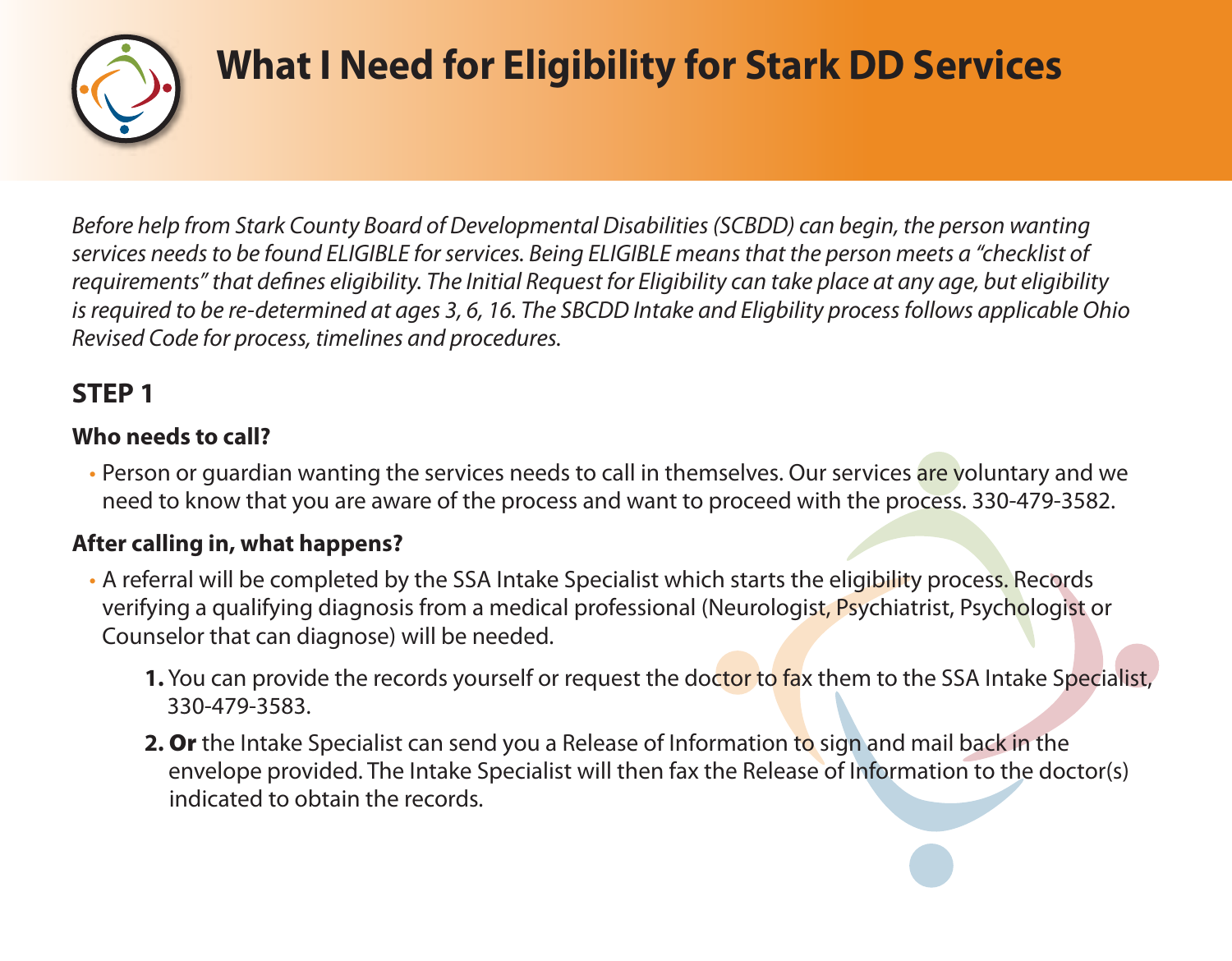# What I Need for Eligibility for Stark DD Services

*Before help from Stark County Board of Developmental Disabilities (SCBDD) can begin, the person wanting services needs to be found ELIGIBLE for services. Being ELIGIBLE means that the person meets a "checklist of requirements" that defines eligibility. The Initial Request for Eligibility can take place at any age, but eligibility is required to be re-determined at ages 3, 6, 16. The SBCDD Intake and Eligbility process follows applicable Ohio Revised Code for process, timelines and procedures.*

## STEP 1

### Who needs to call?

- Person or guardian wanting the services needs to call in themselves. Our services are voluntary and we need to know that you are aware of the process and want to proceed with the process. 330-479-3582.

### After calling in, what happens?

- A referral will be completed by the SSA Intake Specialist which starts the eligibility process. Records verifying a qualifying diagnosis from a medical professional (Neurologist, Psychiatrist, Psychologist or Counselor that can diagnose) will be needed.

   **1.** You can provide the records yourself or request the doctor to fax them to the SSA Intake Specialist, 330-479-3583.

   **2. Or** the Intake Specialist can send you a Release of Information to sign and mail back in the envelope provided. The Intake Specialist will then fax the Release of Information to the doctor(s) indicated to obtain the records.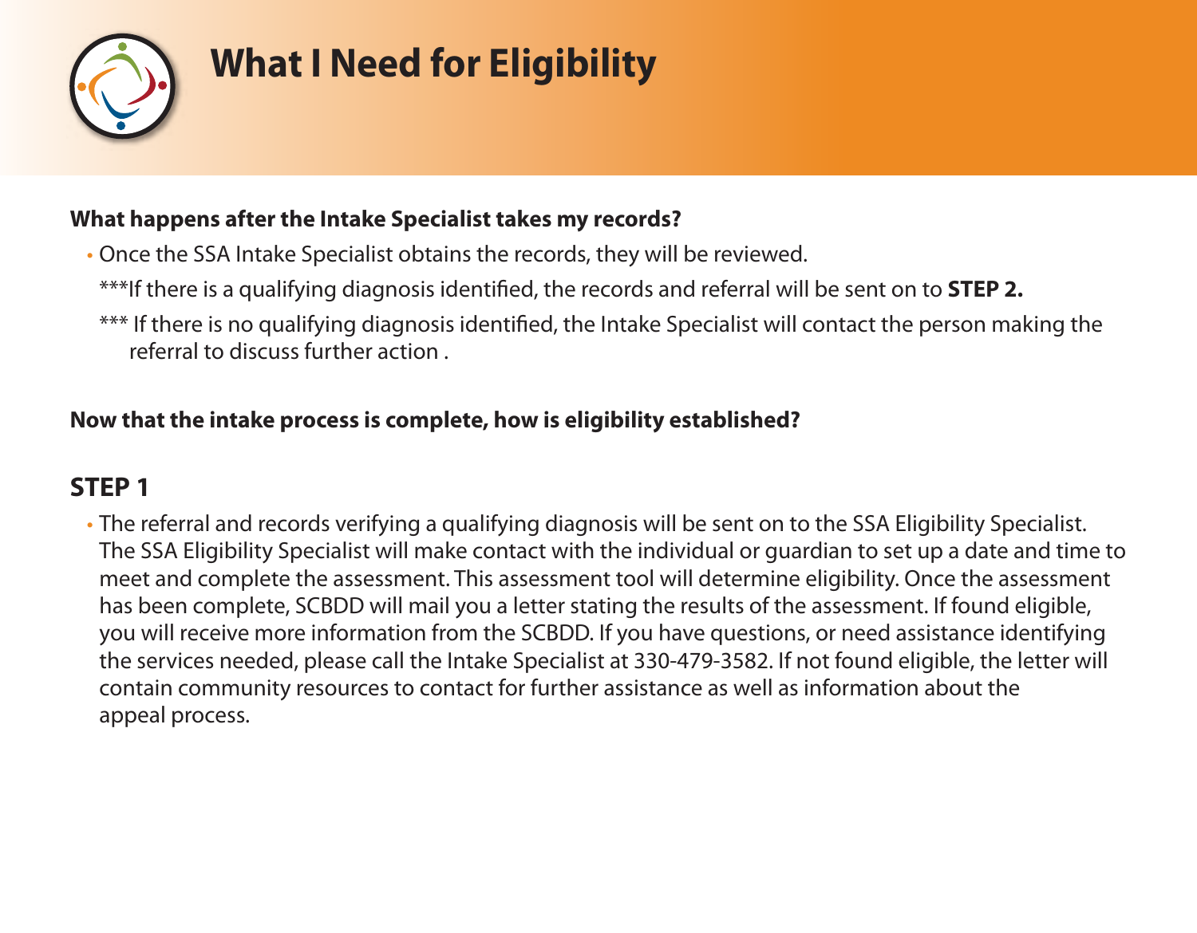# What I Need for Eligibility

**What happens after the Intake Specialist takes my records?**

- Once the SSA Intake Specialist obtains the records, they will be reviewed.

  ***If there is a qualifying diagnosis identified, the records and referral will be sent on to **STEP 2.**

  *** If there is no qualifying diagnosis identified, the Intake Specialist will contact the person making the referral to discuss further action .

**Now that the intake process is complete, how is eligibility established?**

## STEP 1

- The referral and records verifying a qualifying diagnosis will be sent on to the SSA Eligibility Specialist. The SSA Eligibility Specialist will make contact with the individual or guardian to set up a date and time to meet and complete the assessment. This assessment tool will determine eligibility. Once the assessment has been complete, SCBDD will mail you a letter stating the results of the assessment. If found eligible, you will receive more information from the SCBDD. If you have questions, or need assistance identifying the services needed, please call the Intake Specialist at 330-479-3582. If not found eligible, the letter will contain community resources to contact for further assistance as well as information about the appeal process.